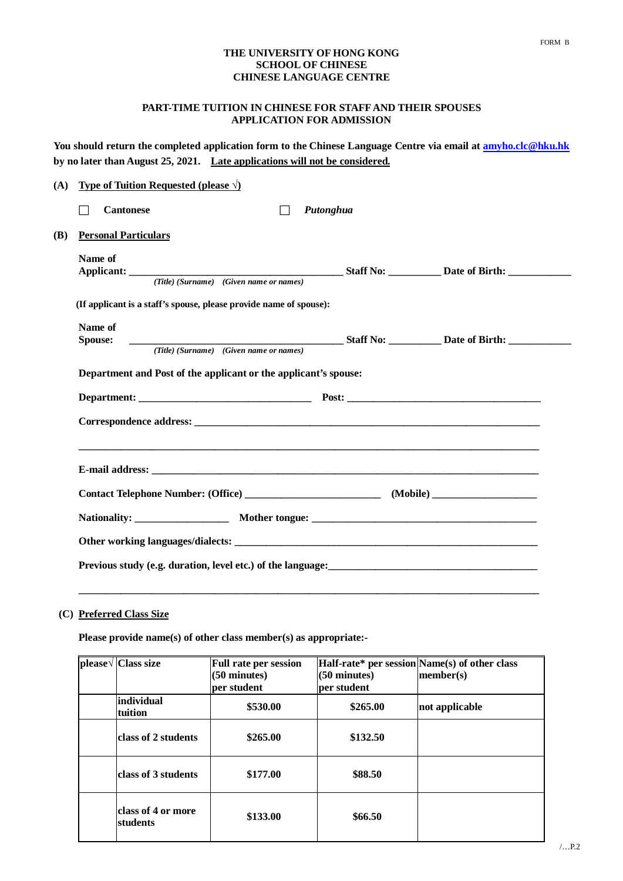FORM B

**THE UNIVERSITY OF HONG KONG**
**SCHOOL OF CHINESE**
**CHINESE LANGUAGE CENTRE**

**PART-TIME TUITION IN CHINESE FOR STAFF AND THEIR SPOUSES**
**APPLICATION FOR ADMISSION**

**You should return the completed application form to the Chinese Language Centre via email at [amyho.clc@hku.hk](mailto:amyho.clc@hku.hk) by no later than August 25, 2021. Late applications will not be considered.**

**(A) Type of Tuition Requested (please √)**

☐ **Cantonese** ☐ ***Putonghua***

**(B) Personal Particulars**

**Name of Applicant:** ______________________________ **Staff No:** __________ **Date of Birth:** ____________
*(Title) (Surname) (Given name or names)*

**(If applicant is a staff's spouse, please provide name of spouse):**

**Name of Spouse:** ______________________________ **Staff No:** __________ **Date of Birth:** ____________
*(Title) (Surname) (Given name or names)*

**Department and Post of the applicant or the applicant's spouse:**

**Department:** ______________________________ **Post:** ______________________________

**Correspondence address:** ______________________________________________________________

______________________________________________________________________________

**E-mail address:** ______________________________________________________________________

**Contact Telephone Number: (Office)** ________________________ **(Mobile)** ____________________

**Nationality:** __________________ **Mother tongue:** ____________________________________

**Other working languages/dialects:** ______________________________________________________

**Previous study (e.g. duration, level etc.) of the language:** ______________________________________

______________________________________________________________________________

**(C) Preferred Class Size**

**Please provide name(s) of other class member(s) as appropriate:-**

| please√ | Class size | Full rate per session (50 minutes) per student | Half-rate* per session (50 minutes) per student | Name(s) of other class member(s) |
|---|---|---|---|---|
| | individual tuition | $530.00 | $265.00 | not applicable |
| | class of 2 students | $265.00 | $132.50 | |
| | class of 3 students | $177.00 | $88.50 | |
| | class of 4 or more students | $133.00 | $66.50 | |

/…P.2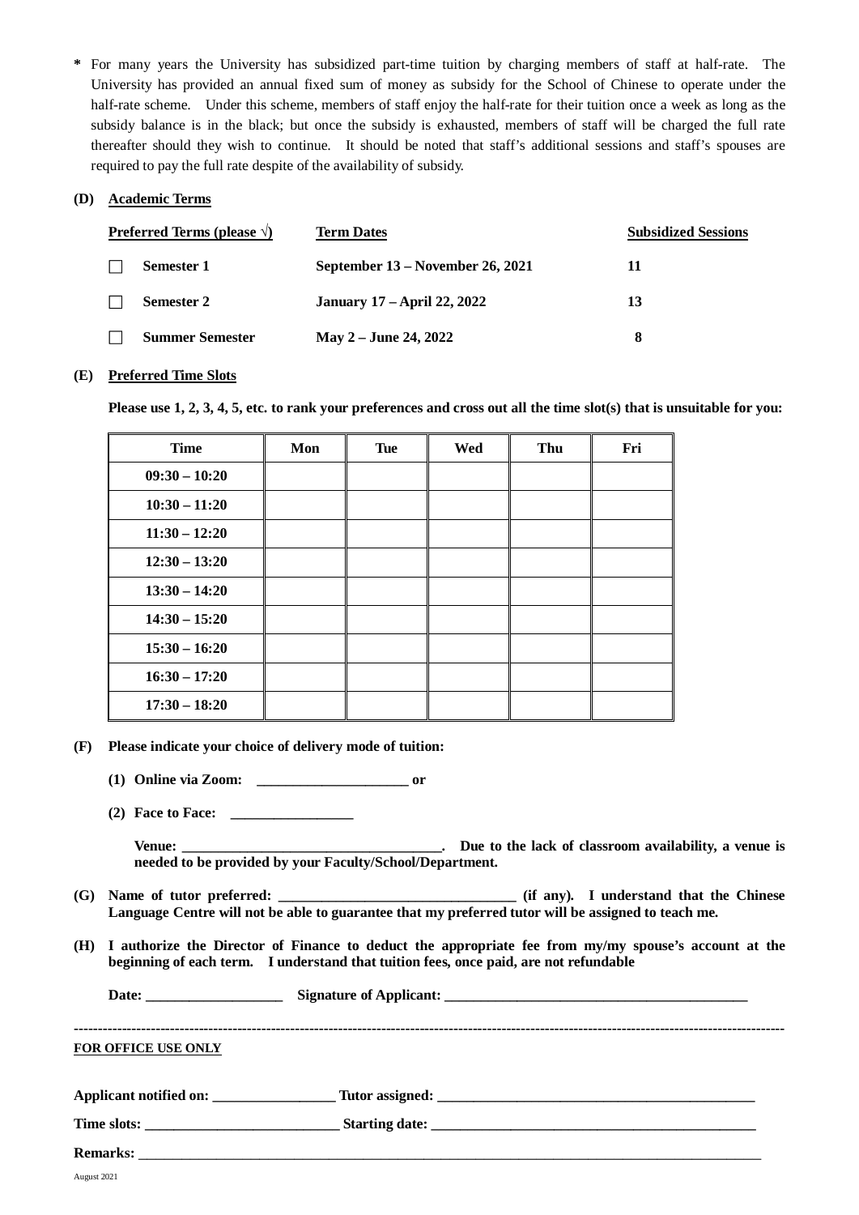**\*** For many years the University has subsidized part-time tuition by charging members of staff at half-rate. The University has provided an annual fixed sum of money as subsidy for the School of Chinese to operate under the half-rate scheme. Under this scheme, members of staff enjoy the half-rate for their tuition once a week as long as the subsidy balance is in the black; but once the subsidy is exhausted, members of staff will be charged the full rate thereafter should they wish to continue. It should be noted that staff's additional sessions and staff's spouses are required to pay the full rate despite of the availability of subsidy.

**(D) <u>Academic Terms</u>**

| Preferred Terms (please √) | Term Dates | Subsidized Sessions |
|---|---|---|
| ☐ **Semester 1** | **September 13 – November 26, 2021** | **11** |
| ☐ **Semester 2** | **January 17 – April 22, 2022** | **13** |
| ☐ **Summer Semester** | **May 2 – June 24, 2022** | **8** |

**(E) <u>Preferred Time Slots</u>**

**Please use 1, 2, 3, 4, 5, etc. to rank your preferences and cross out all the time slot(s) that is unsuitable for you:**

| Time | Mon | Tue | Wed | Thu | Fri |
|---|---|---|---|---|---|
| 09:30 – 10:20 | | | | | |
| 10:30 – 11:20 | | | | | |
| 11:30 – 12:20 | | | | | |
| 12:30 – 13:20 | | | | | |
| 13:30 – 14:20 | | | | | |
| 14:30 – 15:20 | | | | | |
| 15:30 – 16:20 | | | | | |
| 16:30 – 17:20 | | | | | |
| 17:30 – 18:20 | | | | | |

**(F) Please indicate your choice of delivery mode of tuition:**

**(1) Online via Zoom: _____________________ or**

**(2) Face to Face: _________________**

**Venue: ____________________________________. Due to the lack of classroom availability, a venue is needed to be provided by your Faculty/School/Department.**

**(G) Name of tutor preferred: _________________________________ (if any). I understand that the Chinese Language Centre will not be able to guarantee that my preferred tutor will be assigned to teach me.**

**(H) I authorize the Director of Finance to deduct the appropriate fee from my/my spouse's account at the beginning of each term. I understand that tuition fees, once paid, are not refundable**

**Date: ___________________ Signature of Applicant: __________________________________________**

---

**<u>FOR OFFICE USE ONLY</u>**

**Applicant notified on: _________________ Tutor assigned: _____________________________________________**

**Time slots: ___________________________ Starting date: _____________________________________________**

**Remarks: ____________________________________________________________________________________**

August 2021